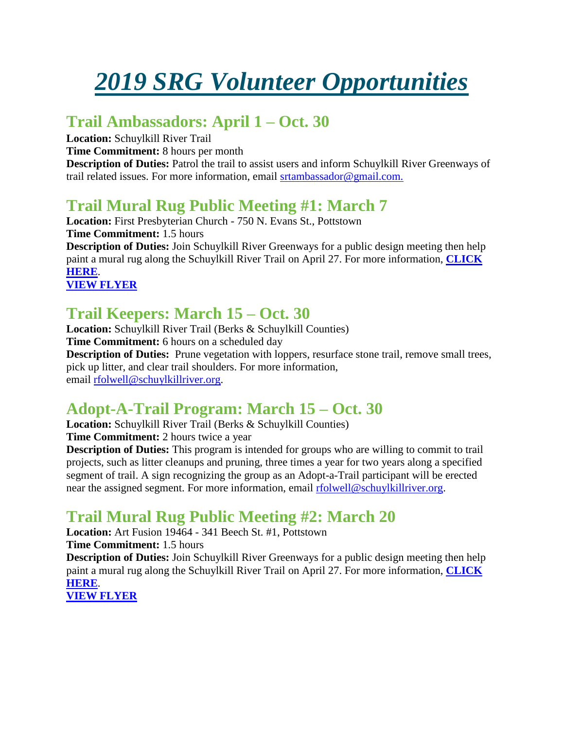# *2019 SRG Volunteer Opportunities*

## Trail Ambassadors: April 1 – Oct. 30

**Location:** Schuylkill River Trail
**Time Commitment:** 8 hours per month
**Description of Duties:** Patrol the trail to assist users and inform Schuylkill River Greenways of trail related issues. For more information, email srtambassador@gmail.com.

## Trail Mural Rug Public Meeting #1: March 7

**Location:** First Presbyterian Church - 750 N. Evans St., Pottstown
**Time Commitment:** 1.5 hours
**Description of Duties:** Join Schuylkill River Greenways for a public design meeting then help paint a mural rug along the Schuylkill River Trail on April 27. For more information, **CLICK HERE**.
**VIEW FLYER**

## Trail Keepers: March 15 – Oct. 30

**Location:** Schuylkill River Trail (Berks & Schuylkill Counties)
**Time Commitment:** 6 hours on a scheduled day
**Description of Duties:** Prune vegetation with loppers, resurface stone trail, remove small trees, pick up litter, and clear trail shoulders. For more information, email rfolwell@schuylkillriver.org.

## Adopt-A-Trail Program: March 15 – Oct. 30

**Location:** Schuylkill River Trail (Berks & Schuylkill Counties)
**Time Commitment:** 2 hours twice a year
**Description of Duties:** This program is intended for groups who are willing to commit to trail projects, such as litter cleanups and pruning, three times a year for two years along a specified segment of trail. A sign recognizing the group as an Adopt-a-Trail participant will be erected near the assigned segment. For more information, email rfolwell@schuylkillriver.org.

## Trail Mural Rug Public Meeting #2: March 20

**Location:** Art Fusion 19464 - 341 Beech St. #1, Pottstown
**Time Commitment:** 1.5 hours
**Description of Duties:** Join Schuylkill River Greenways for a public design meeting then help paint a mural rug along the Schuylkill River Trail on April 27. For more information, **CLICK HERE**.
**VIEW FLYER**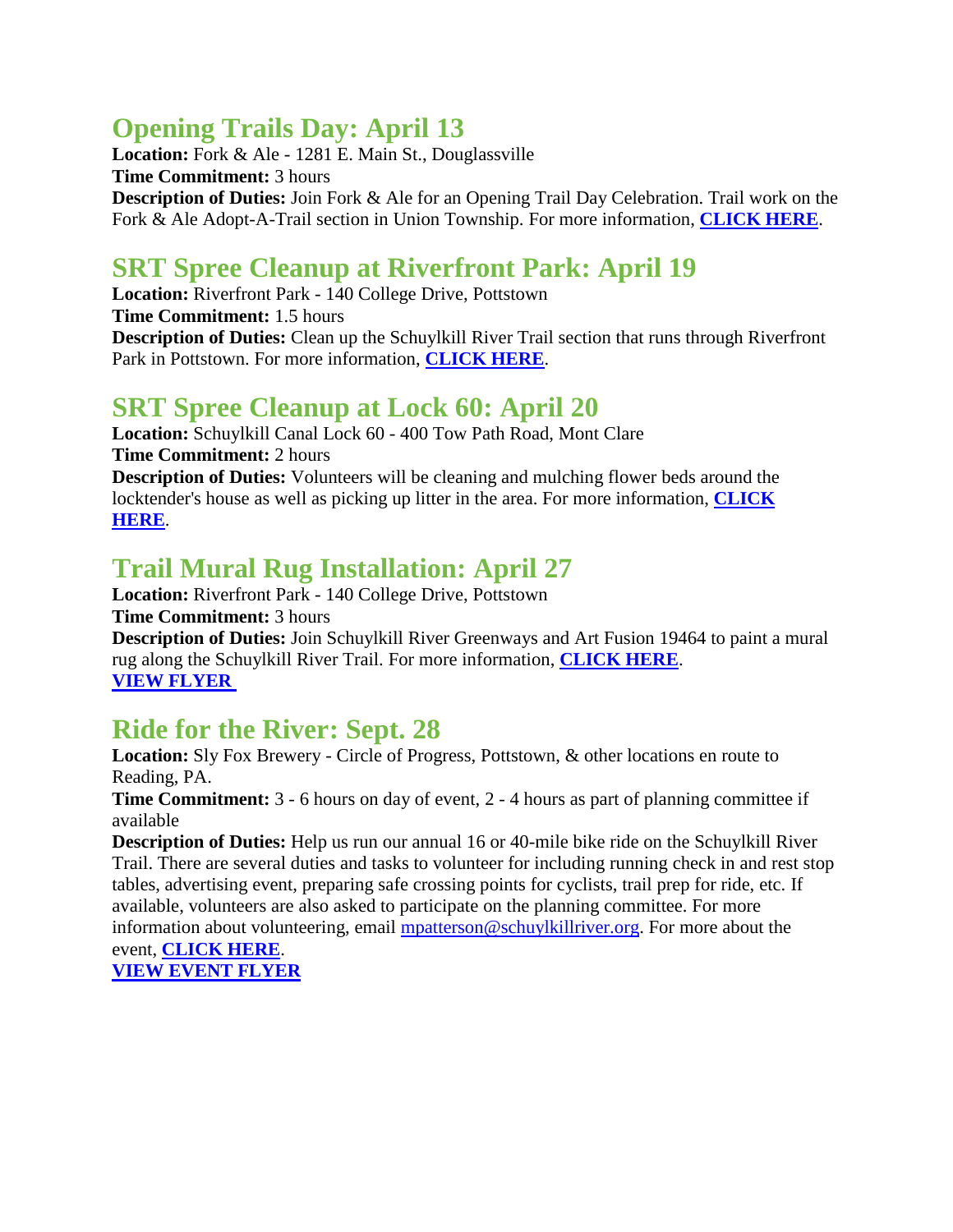## Opening Trails Day: April 13

**Location:** Fork & Ale - 1281 E. Main St., Douglassville
**Time Commitment:** 3 hours
**Description of Duties:** Join Fork & Ale for an Opening Trail Day Celebration. Trail work on the Fork & Ale Adopt-A-Trail section in Union Township. For more information, **CLICK HERE**.

## SRT Spree Cleanup at Riverfront Park: April 19

**Location:** Riverfront Park - 140 College Drive, Pottstown
**Time Commitment:** 1.5 hours
**Description of Duties:** Clean up the Schuylkill River Trail section that runs through Riverfront Park in Pottstown. For more information, **CLICK HERE**.

## SRT Spree Cleanup at Lock 60: April 20

**Location:** Schuylkill Canal Lock 60 - 400 Tow Path Road, Mont Clare
**Time Commitment:** 2 hours
**Description of Duties:** Volunteers will be cleaning and mulching flower beds around the locktender's house as well as picking up litter in the area. For more information, **CLICK HERE**.

## Trail Mural Rug Installation: April 27

**Location:** Riverfront Park - 140 College Drive, Pottstown
**Time Commitment:** 3 hours
**Description of Duties:** Join Schuylkill River Greenways and Art Fusion 19464 to paint a mural rug along the Schuylkill River Trail. For more information, **CLICK HERE**.
**VIEW FLYER**

## Ride for the River: Sept. 28

**Location:** Sly Fox Brewery - Circle of Progress, Pottstown, & other locations en route to Reading, PA.
**Time Commitment:** 3 - 6 hours on day of event, 2 - 4 hours as part of planning committee if available
**Description of Duties:** Help us run our annual 16 or 40-mile bike ride on the Schuylkill River Trail. There are several duties and tasks to volunteer for including running check in and rest stop tables, advertising event, preparing safe crossing points for cyclists, trail prep for ride, etc. If available, volunteers are also asked to participate on the planning committee. For more information about volunteering, email mpatterson@schuylkillriver.org. For more about the event, **CLICK HERE**.
**VIEW EVENT FLYER**